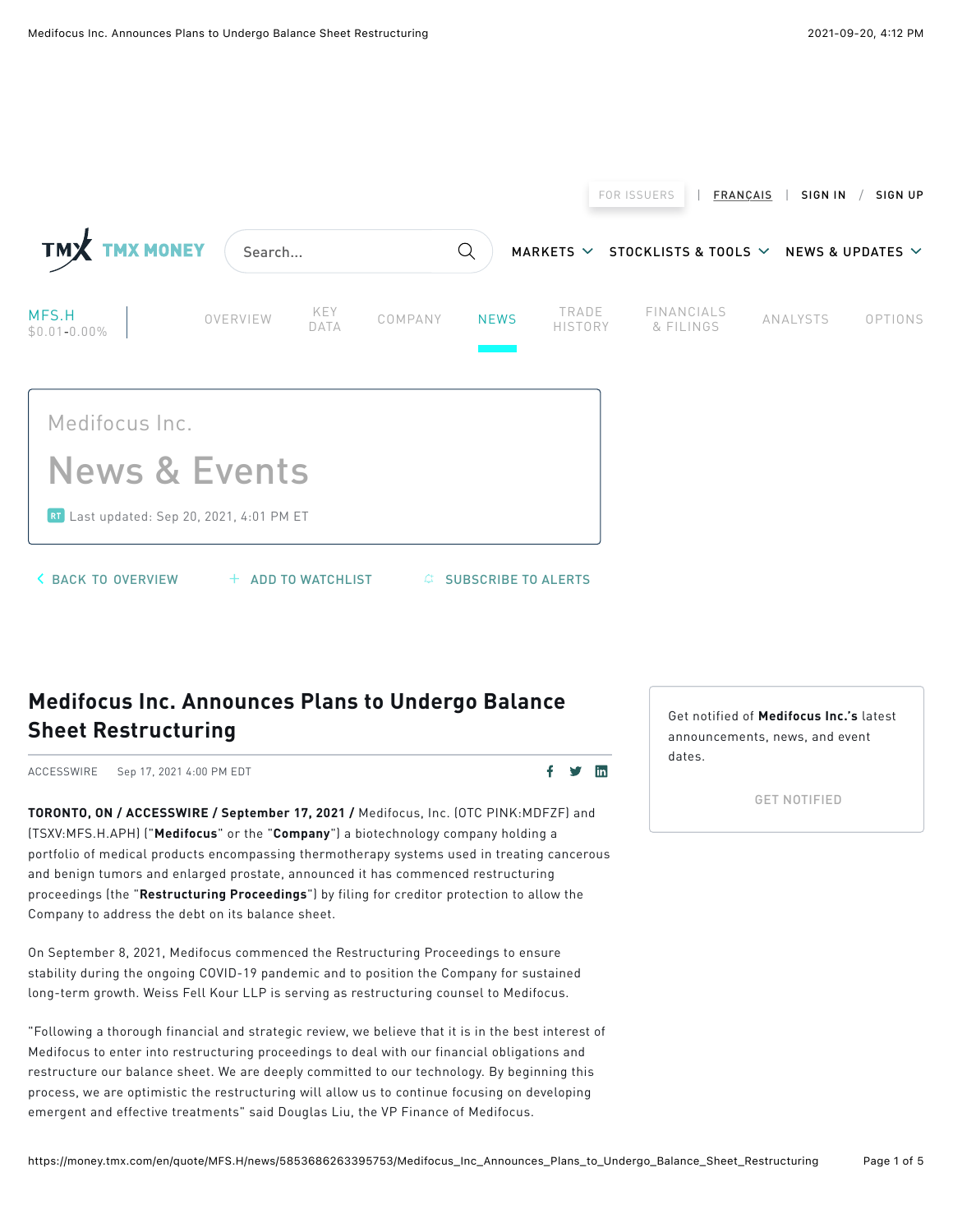FOR ISSUERS | FRANÇAIS | SIGN IN / SIGN UP

TMX MONEY

MARKETS STOCKLISTS & TOOLS NEWS & UPDATES

MFS.H
$0.01-0.00%

OVERVIEW KEY DATA COMPANY NEWS TRADE HISTORY FINANCIALS & FILINGS ANALYSTS OPTIONS

Medifocus Inc.

# News & Events

RT Last updated: Sep 20, 2021, 4:01 PM ET

BACK TO OVERVIEW ADD TO WATCHLIST SUBSCRIBE TO ALERTS

## Medifocus Inc. Announces Plans to Undergo Balance Sheet Restructuring

ACCESSWIRE Sep 17, 2021 4:00 PM EDT

**TORONTO, ON / ACCESSWIRE / September 17, 2021 /** Medifocus, Inc. (OTC PINK:MDFZF) and (TSXV:MFS.H.APH) ("**Medifocus**" or the "**Company**") a biotechnology company holding a portfolio of medical products encompassing thermotherapy systems used in treating cancerous and benign tumors and enlarged prostate, announced it has commenced restructuring proceedings (the "**Restructuring Proceedings**") by filing for creditor protection to allow the Company to address the debt on its balance sheet.

On September 8, 2021, Medifocus commenced the Restructuring Proceedings to ensure stability during the ongoing COVID-19 pandemic and to position the Company for sustained long-term growth. Weiss Fell Kour LLP is serving as restructuring counsel to Medifocus.

"Following a thorough financial and strategic review, we believe that it is in the best interest of Medifocus to enter into restructuring proceedings to deal with our financial obligations and restructure our balance sheet. We are deeply committed to our technology. By beginning this process, we are optimistic the restructuring will allow us to continue focusing on developing emergent and effective treatments" said Douglas Liu, the VP Finance of Medifocus.

Get notified of **Medifocus Inc.'s** latest announcements, news, and event dates.

GET NOTIFIED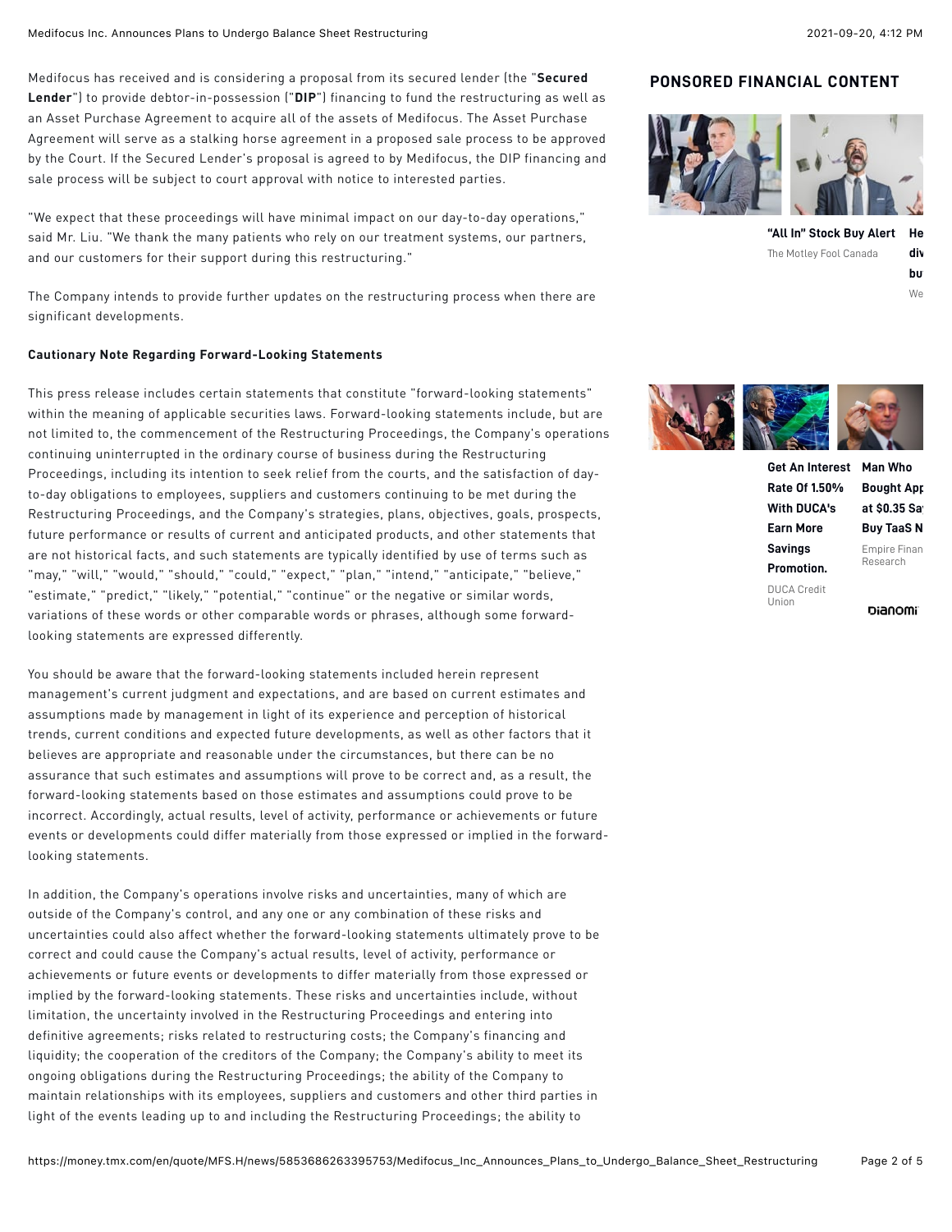Medifocus has received and is considering a proposal from its secured lender (the "**Secured Lender**") to provide debtor-in-possession ("**DIP**") financing to fund the restructuring as well as an Asset Purchase Agreement to acquire all of the assets of Medifocus. The Asset Purchase Agreement will serve as a stalking horse agreement in a proposed sale process to be approved by the Court. If the Secured Lender's proposal is agreed to by Medifocus, the DIP financing and sale process will be subject to court approval with notice to interested parties.

"We expect that these proceedings will have minimal impact on our day-to-day operations," said Mr. Liu. "We thank the many patients who rely on our treatment systems, our partners, and our customers for their support during this restructuring."

The Company intends to provide further updates on the restructuring process when there are significant developments.

**Cautionary Note Regarding Forward-Looking Statements**

This press release includes certain statements that constitute "forward-looking statements" within the meaning of applicable securities laws. Forward-looking statements include, but are not limited to, the commencement of the Restructuring Proceedings, the Company's operations continuing uninterrupted in the ordinary course of business during the Restructuring Proceedings, including its intention to seek relief from the courts, and the satisfaction of day-to-day obligations to employees, suppliers and customers continuing to be met during the Restructuring Proceedings, and the Company's strategies, plans, objectives, goals, prospects, future performance or results of current and anticipated products, and other statements that are not historical facts, and such statements are typically identified by use of terms such as "may," "will," "would," "should," "could," "expect," "plan," "intend," "anticipate," "believe," "estimate," "predict," "likely," "potential," "continue" or the negative or similar words, variations of these words or other comparable words or phrases, although some forward-looking statements are expressed differently.

You should be aware that the forward-looking statements included herein represent management's current judgment and expectations, and are based on current estimates and assumptions made by management in light of its experience and perception of historical trends, current conditions and expected future developments, as well as other factors that it believes are appropriate and reasonable under the circumstances, but there can be no assurance that such estimates and assumptions will prove to be correct and, as a result, the forward-looking statements based on those estimates and assumptions could prove to be incorrect. Accordingly, actual results, level of activity, performance or achievements or future events or developments could differ materially from those expressed or implied in the forward-looking statements.

In addition, the Company's operations involve risks and uncertainties, many of which are outside of the Company's control, and any one or any combination of these risks and uncertainties could also affect whether the forward-looking statements ultimately prove to be correct and could cause the Company's actual results, level of activity, performance or achievements or future events or developments to differ materially from those expressed or implied by the forward-looking statements. These risks and uncertainties include, without limitation, the uncertainty involved in the Restructuring Proceedings and entering into definitive agreements; risks related to restructuring costs; the Company's financing and liquidity; the cooperation of the creditors of the Company; the Company's ability to meet its ongoing obligations during the Restructuring Proceedings; the ability of the Company to maintain relationships with its employees, suppliers and customers and other third parties in light of the events leading up to and including the Restructuring Proceedings; the ability to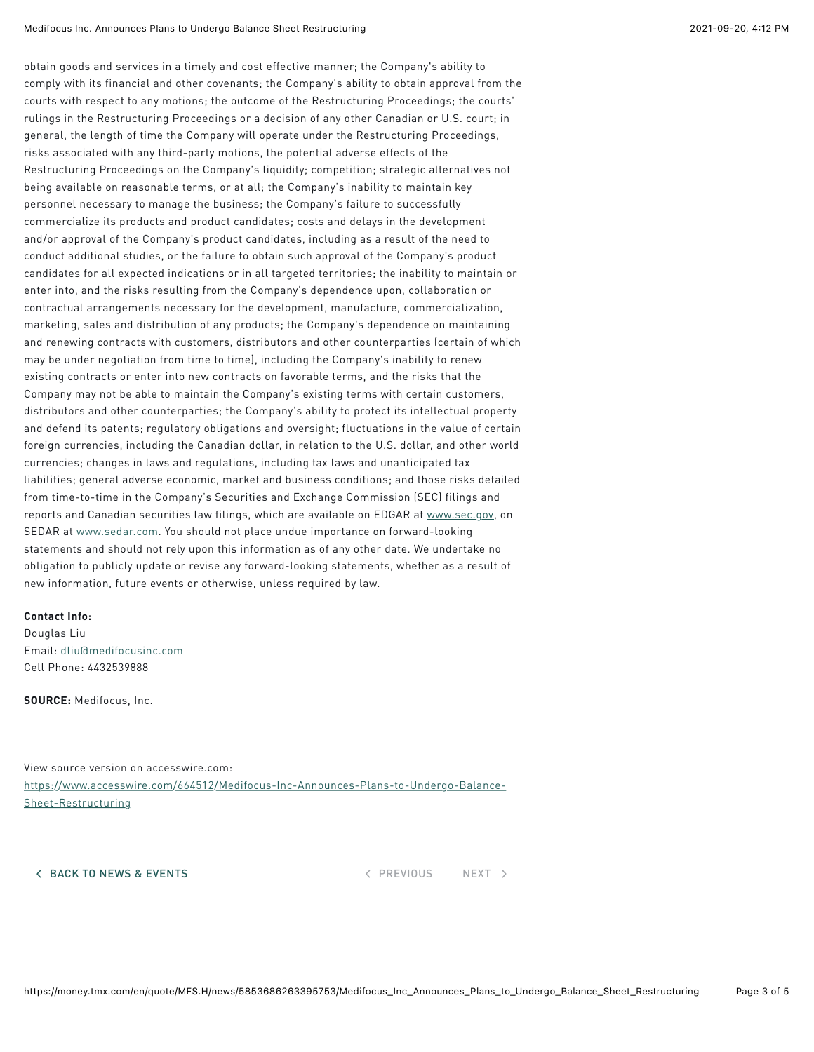obtain goods and services in a timely and cost effective manner; the Company's ability to comply with its financial and other covenants; the Company's ability to obtain approval from the courts with respect to any motions; the outcome of the Restructuring Proceedings; the courts' rulings in the Restructuring Proceedings or a decision of any other Canadian or U.S. court; in general, the length of time the Company will operate under the Restructuring Proceedings, risks associated with any third-party motions, the potential adverse effects of the Restructuring Proceedings on the Company's liquidity; competition; strategic alternatives not being available on reasonable terms, or at all; the Company's inability to maintain key personnel necessary to manage the business; the Company's failure to successfully commercialize its products and product candidates; costs and delays in the development and/or approval of the Company's product candidates, including as a result of the need to conduct additional studies, or the failure to obtain such approval of the Company's product candidates for all expected indications or in all targeted territories; the inability to maintain or enter into, and the risks resulting from the Company's dependence upon, collaboration or contractual arrangements necessary for the development, manufacture, commercialization, marketing, sales and distribution of any products; the Company's dependence on maintaining and renewing contracts with customers, distributors and other counterparties (certain of which may be under negotiation from time to time), including the Company's inability to renew existing contracts or enter into new contracts on favorable terms, and the risks that the Company may not be able to maintain the Company's existing terms with certain customers, distributors and other counterparties; the Company's ability to protect its intellectual property and defend its patents; regulatory obligations and oversight; fluctuations in the value of certain foreign currencies, including the Canadian dollar, in relation to the U.S. dollar, and other world currencies; changes in laws and regulations, including tax laws and unanticipated tax liabilities; general adverse economic, market and business conditions; and those risks detailed from time-to-time in the Company's Securities and Exchange Commission (SEC) filings and reports and Canadian securities law filings, which are available on EDGAR at www.sec.gov, on SEDAR at www.sedar.com. You should not place undue importance on forward-looking statements and should not rely upon this information as of any other date. We undertake no obligation to publicly update or revise any forward-looking statements, whether as a result of new information, future events or otherwise, unless required by law.

**Contact Info:**
Douglas Liu
Email: dliu@medifocusinc.com
Cell Phone: 4432539888

**SOURCE:** Medifocus, Inc.

View source version on accesswire.com:
https://www.accesswire.com/664512/Medifocus-Inc-Announces-Plans-to-Undergo-Balance-Sheet-Restructuring

< BACK TO NEWS & EVENTS

< PREVIOUS NEXT >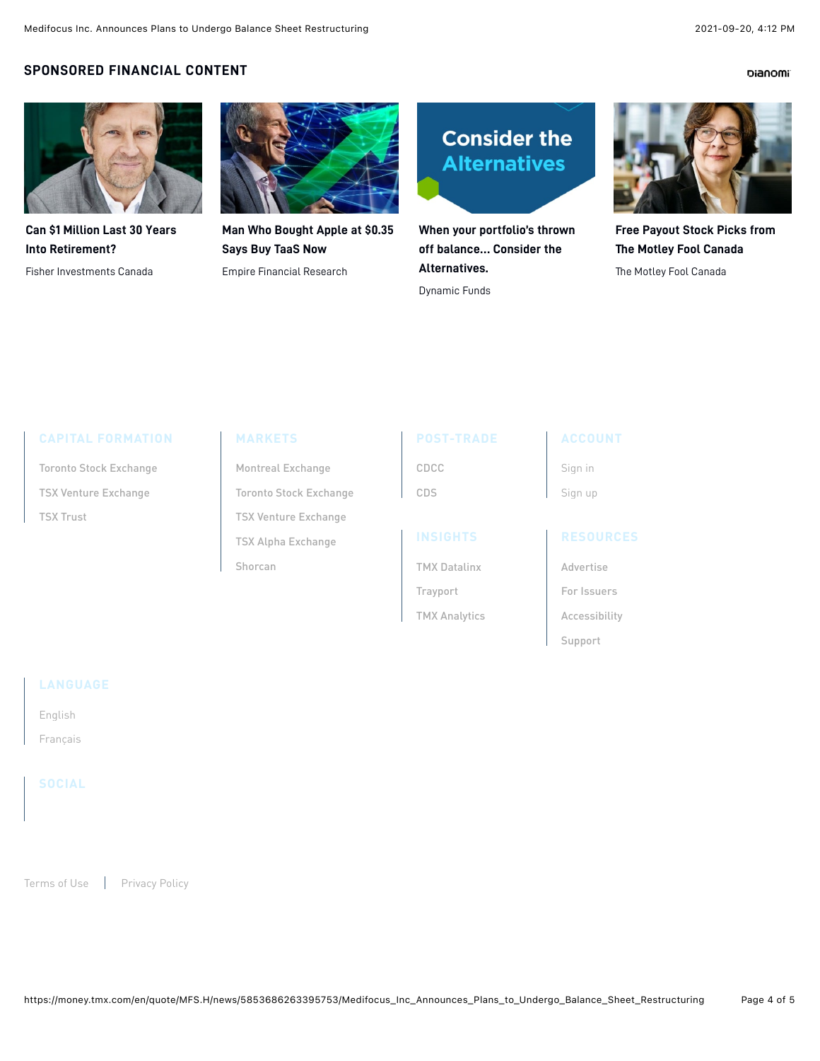## SPONSORED FINANCIAL CONTENT

Dianomi

**Can $1 Million Last 30 Years Into Retirement?**
Fisher Investments Canada

**Man Who Bought Apple at $0.35 Says Buy TaaS Now**
Empire Financial Research

**When your portfolio's thrown off balance... Consider the Alternatives.**
Dynamic Funds

**Free Payout Stock Picks from The Motley Fool Canada**
The Motley Fool Canada

### CAPITAL FORMATION

- Toronto Stock Exchange
- TSX Venture Exchange
- TSX Trust

### MARKETS

- Montreal Exchange
- Toronto Stock Exchange
- TSX Venture Exchange
- TSX Alpha Exchange
- Shorcan

### POST-TRADE

- CDCC
- CDS

### INSIGHTS

- TMX Datalinx
- Trayport
- TMX Analytics

### ACCOUNT

- Sign in
- Sign up

### RESOURCES

- Advertise
- For Issuers
- Accessibility
- Support

### LANGUAGE

- English
- Français

### SOCIAL

Terms of Use | Privacy Policy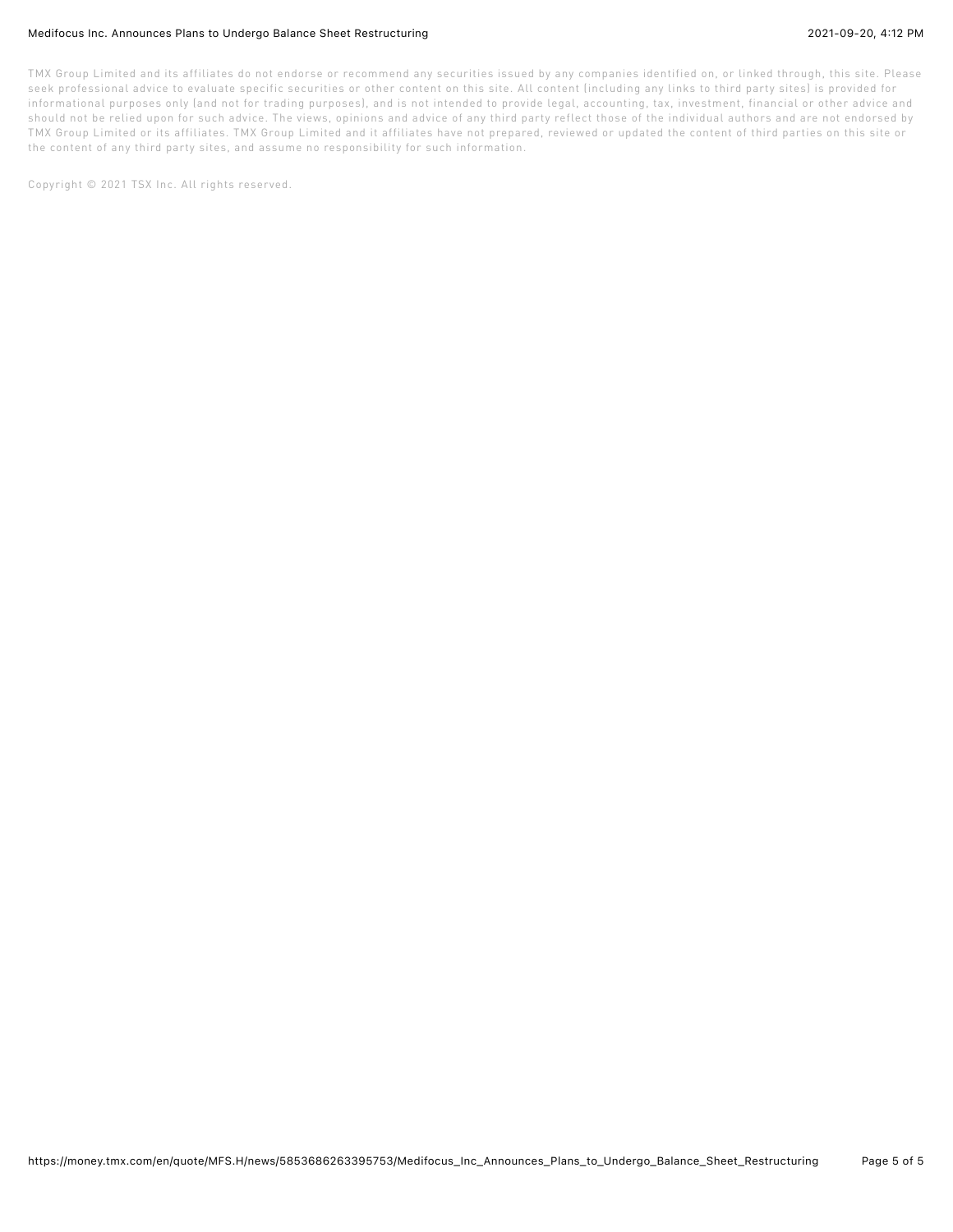TMX Group Limited and its affiliates do not endorse or recommend any securities issued by any companies identified on, or linked through, this site. Please seek professional advice to evaluate specific securities or other content on this site. All content (including any links to third party sites) is provided for informational purposes only (and not for trading purposes), and is not intended to provide legal, accounting, tax, investment, financial or other advice and should not be relied upon for such advice. The views, opinions and advice of any third party reflect those of the individual authors and are not endorsed by TMX Group Limited or its affiliates. TMX Group Limited and it affiliates have not prepared, reviewed or updated the content of third parties on this site or the content of any third party sites, and assume no responsibility for such information.

Copyright © 2021 TSX Inc. All rights reserved.